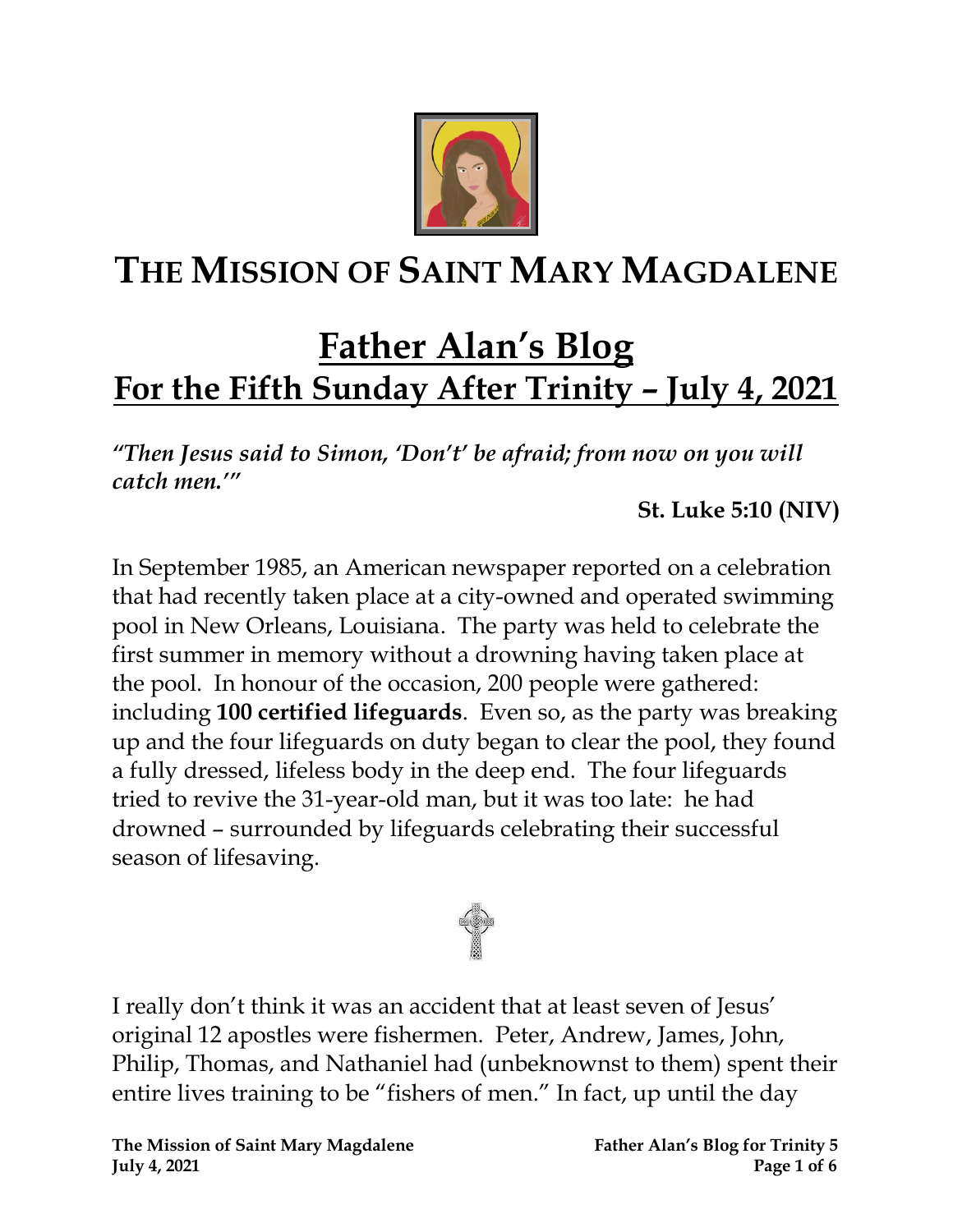# THE MISSION OF SAINT MARY MAGDALENE

## Father Alan's Blog
## For the Fifth Sunday After Trinity – July 4, 2021

***"Then Jesus said to Simon, 'Don't' be afraid; from now on you will catch men.'"***

**St. Luke 5:10 (NIV)**

In September 1985, an American newspaper reported on a celebration that had recently taken place at a city-owned and operated swimming pool in New Orleans, Louisiana. The party was held to celebrate the first summer in memory without a drowning having taken place at the pool. In honour of the occasion, 200 people were gathered: including **100 certified lifeguards**. Even so, as the party was breaking up and the four lifeguards on duty began to clear the pool, they found a fully dressed, lifeless body in the deep end. The four lifeguards tried to revive the 31-year-old man, but it was too late: he had drowned – surrounded by lifeguards celebrating their successful season of lifesaving.

I really don't think it was an accident that at least seven of Jesus' original 12 apostles were fishermen. Peter, Andrew, James, John, Philip, Thomas, and Nathaniel had (unbeknownst to them) spent their entire lives training to be "fishers of men." In fact, up until the day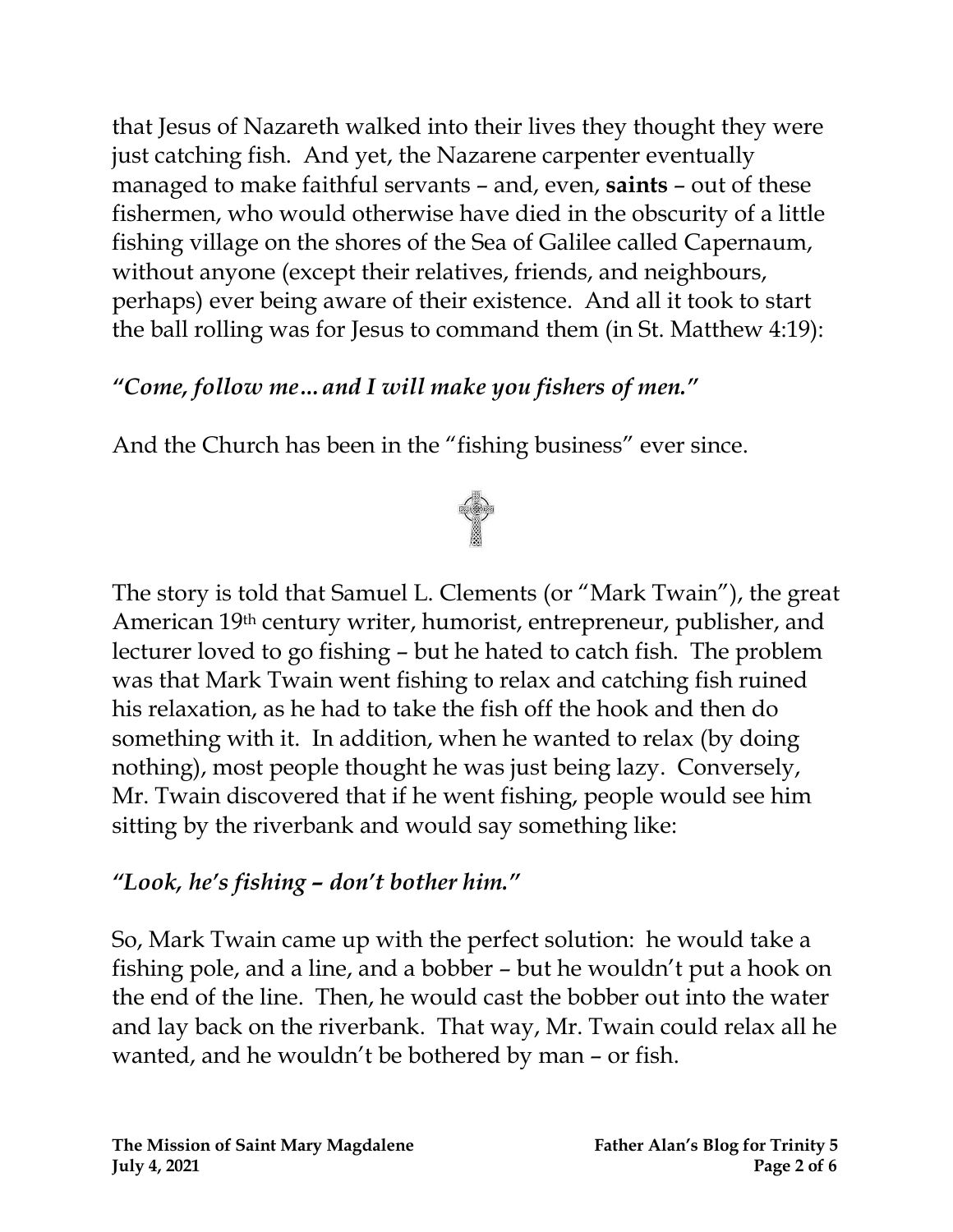that Jesus of Nazareth walked into their lives they thought they were just catching fish. And yet, the Nazarene carpenter eventually managed to make faithful servants – and, even, **saints** – out of these fishermen, who would otherwise have died in the obscurity of a little fishing village on the shores of the Sea of Galilee called Capernaum, without anyone (except their relatives, friends, and neighbours, perhaps) ever being aware of their existence. And all it took to start the ball rolling was for Jesus to command them (in St. Matthew 4:19):

***"Come, follow me… and I will make you fishers of men."***

And the Church has been in the "fishing business" ever since.

The story is told that Samuel L. Clements (or "Mark Twain"), the great American 19th century writer, humorist, entrepreneur, publisher, and lecturer loved to go fishing – but he hated to catch fish. The problem was that Mark Twain went fishing to relax and catching fish ruined his relaxation, as he had to take the fish off the hook and then do something with it. In addition, when he wanted to relax (by doing nothing), most people thought he was just being lazy. Conversely, Mr. Twain discovered that if he went fishing, people would see him sitting by the riverbank and would say something like:

***"Look, he's fishing – don't bother him."***

So, Mark Twain came up with the perfect solution: he would take a fishing pole, and a line, and a bobber – but he wouldn't put a hook on the end of the line. Then, he would cast the bobber out into the water and lay back on the riverbank. That way, Mr. Twain could relax all he wanted, and he wouldn't be bothered by man – or fish.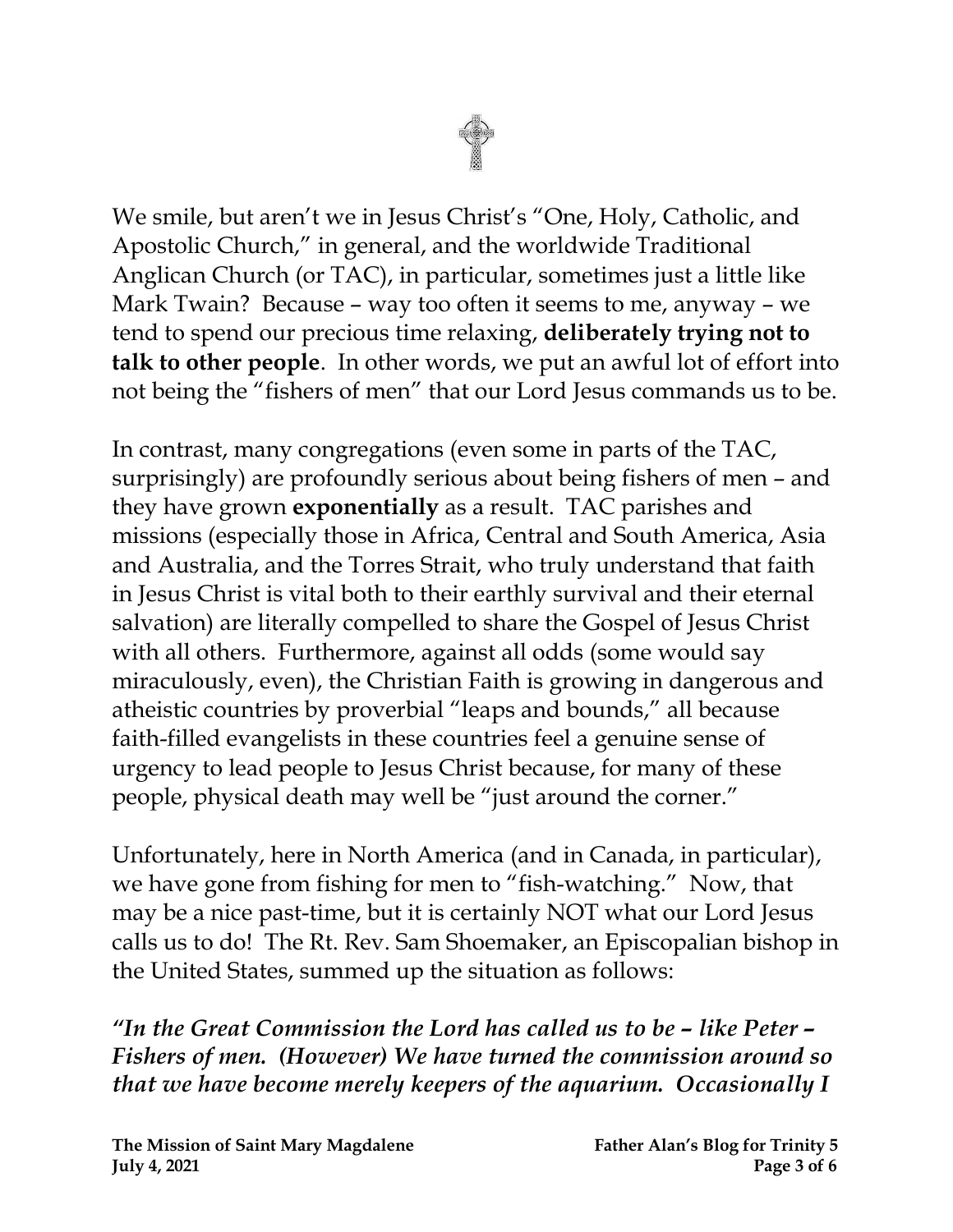We smile, but aren't we in Jesus Christ's "One, Holy, Catholic, and Apostolic Church," in general, and the worldwide Traditional Anglican Church (or TAC), in particular, sometimes just a little like Mark Twain? Because – way too often it seems to me, anyway – we tend to spend our precious time relaxing, **deliberately trying not to talk to other people**. In other words, we put an awful lot of effort into not being the "fishers of men" that our Lord Jesus commands us to be.

In contrast, many congregations (even some in parts of the TAC, surprisingly) are profoundly serious about being fishers of men – and they have grown **exponentially** as a result. TAC parishes and missions (especially those in Africa, Central and South America, Asia and Australia, and the Torres Strait, who truly understand that faith in Jesus Christ is vital both to their earthly survival and their eternal salvation) are literally compelled to share the Gospel of Jesus Christ with all others. Furthermore, against all odds (some would say miraculously, even), the Christian Faith is growing in dangerous and atheistic countries by proverbial "leaps and bounds," all because faith-filled evangelists in these countries feel a genuine sense of urgency to lead people to Jesus Christ because, for many of these people, physical death may well be "just around the corner."

Unfortunately, here in North America (and in Canada, in particular), we have gone from fishing for men to "fish-watching." Now, that may be a nice past-time, but it is certainly NOT what our Lord Jesus calls us to do! The Rt. Rev. Sam Shoemaker, an Episcopalian bishop in the United States, summed up the situation as follows:

***"In the Great Commission the Lord has called us to be – like Peter – Fishers of men. (However) We have turned the commission around so that we have become merely keepers of the aquarium. Occasionally I***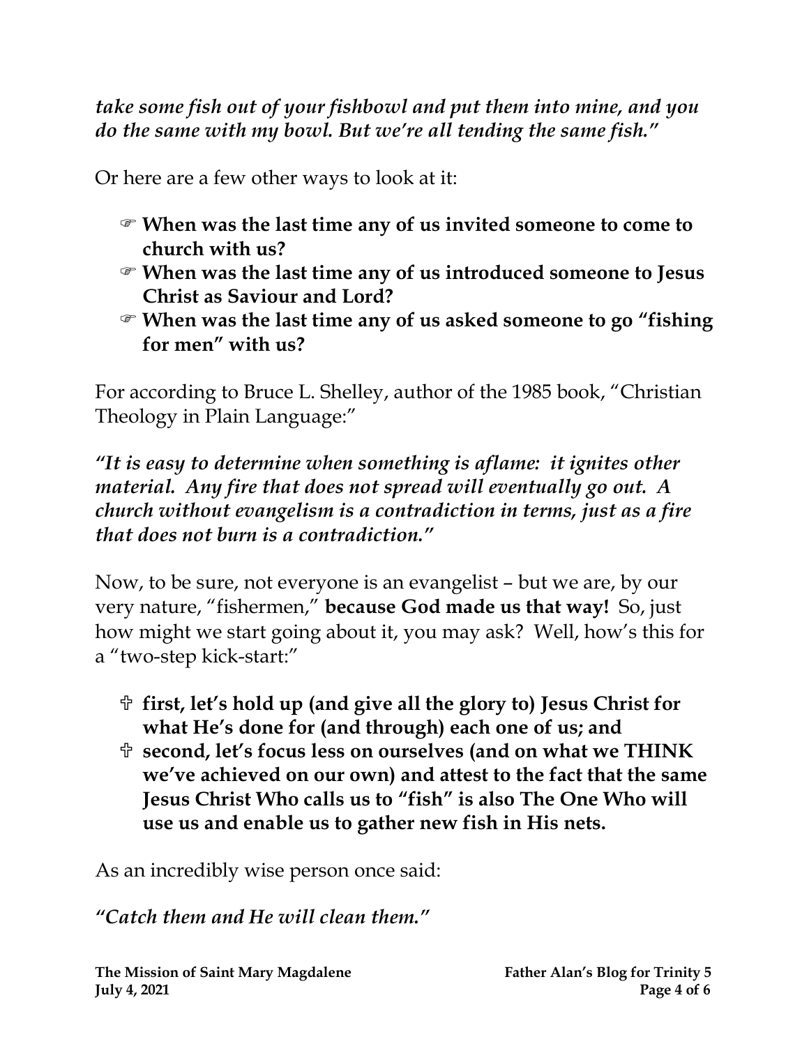***take some fish out of your fishbowl and put them into mine, and you do the same with my bowl. But we're all tending the same fish."***

Or here are a few other ways to look at it:

- ☞ **When was the last time any of us invited someone to come to church with us?**
- ☞ **When was the last time any of us introduced someone to Jesus Christ as Saviour and Lord?**
- ☞ **When was the last time any of us asked someone to go "fishing for men" with us?**

For according to Bruce L. Shelley, author of the 1985 book, "Christian Theology in Plain Language:"

***"It is easy to determine when something is aflame: it ignites other material. Any fire that does not spread will eventually go out. A church without evangelism is a contradiction in terms, just as a fire that does not burn is a contradiction."***

Now, to be sure, not everyone is an evangelist – but we are, by our very nature, "fishermen," **because God made us that way!** So, just how might we start going about it, you may ask? Well, how's this for a "two-step kick-start:"

- ✞ **first, let's hold up (and give all the glory to) Jesus Christ for what He's done for (and through) each one of us; and**
- ✞ **second, let's focus less on ourselves (and on what we THINK we've achieved on our own) and attest to the fact that the same Jesus Christ Who calls us to "fish" is also The One Who will use us and enable us to gather new fish in His nets.**

As an incredibly wise person once said:

***"Catch them and He will clean them."***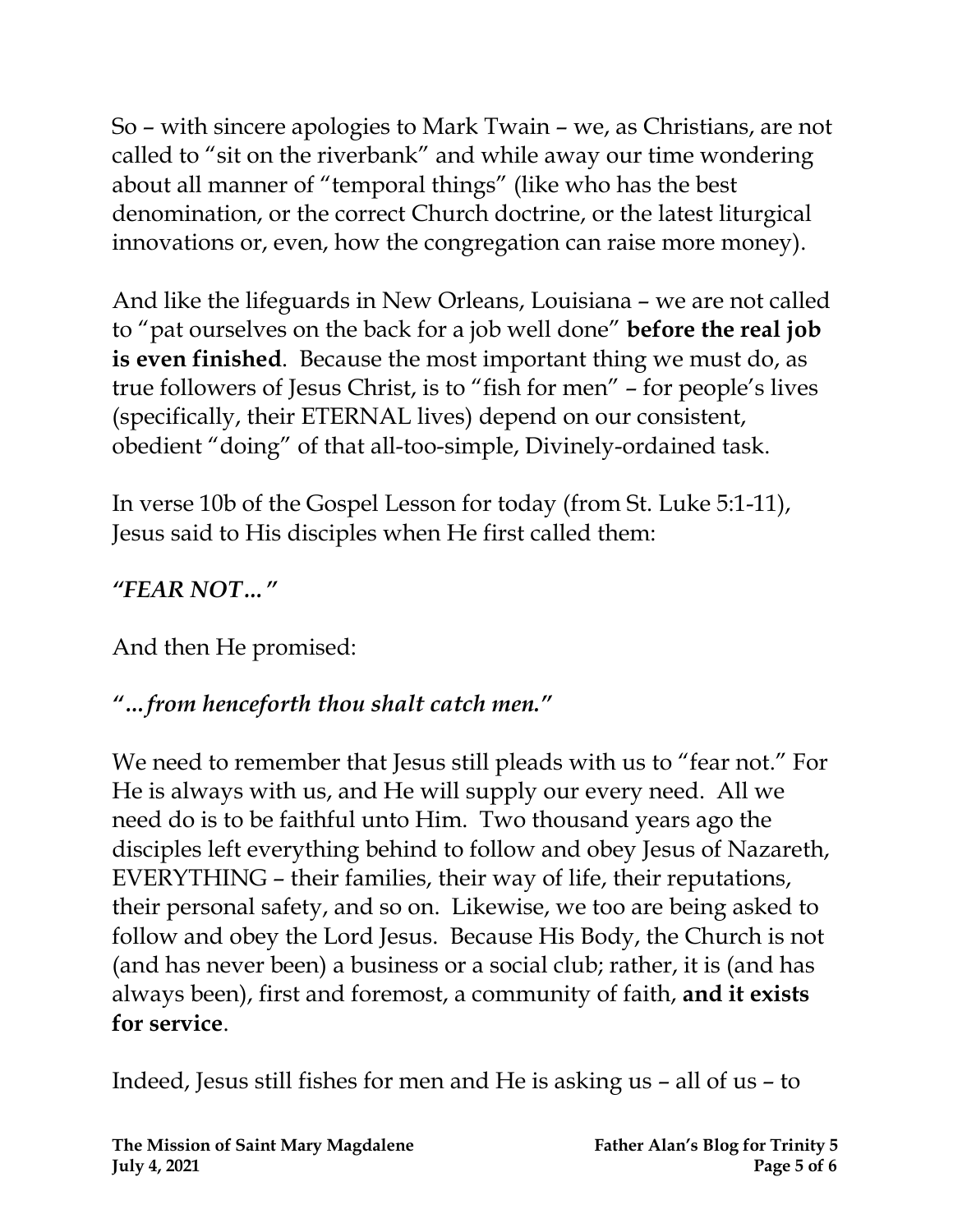So – with sincere apologies to Mark Twain – we, as Christians, are not called to "sit on the riverbank" and while away our time wondering about all manner of "temporal things" (like who has the best denomination, or the correct Church doctrine, or the latest liturgical innovations or, even, how the congregation can raise more money).

And like the lifeguards in New Orleans, Louisiana – we are not called to "pat ourselves on the back for a job well done" **before the real job is even finished**. Because the most important thing we must do, as true followers of Jesus Christ, is to "fish for men" – for people's lives (specifically, their ETERNAL lives) depend on our consistent, obedient "doing" of that all-too-simple, Divinely-ordained task.

In verse 10b of the Gospel Lesson for today (from St. Luke 5:1-11), Jesus said to His disciples when He first called them:

***"FEAR NOT…"***

And then He promised:

***"…from henceforth thou shalt catch men."***

We need to remember that Jesus still pleads with us to "fear not." For He is always with us, and He will supply our every need. All we need do is to be faithful unto Him. Two thousand years ago the disciples left everything behind to follow and obey Jesus of Nazareth, EVERYTHING – their families, their way of life, their reputations, their personal safety, and so on. Likewise, we too are being asked to follow and obey the Lord Jesus. Because His Body, the Church is not (and has never been) a business or a social club; rather, it is (and has always been), first and foremost, a community of faith, **and it exists for service**.

Indeed, Jesus still fishes for men and He is asking us – all of us – to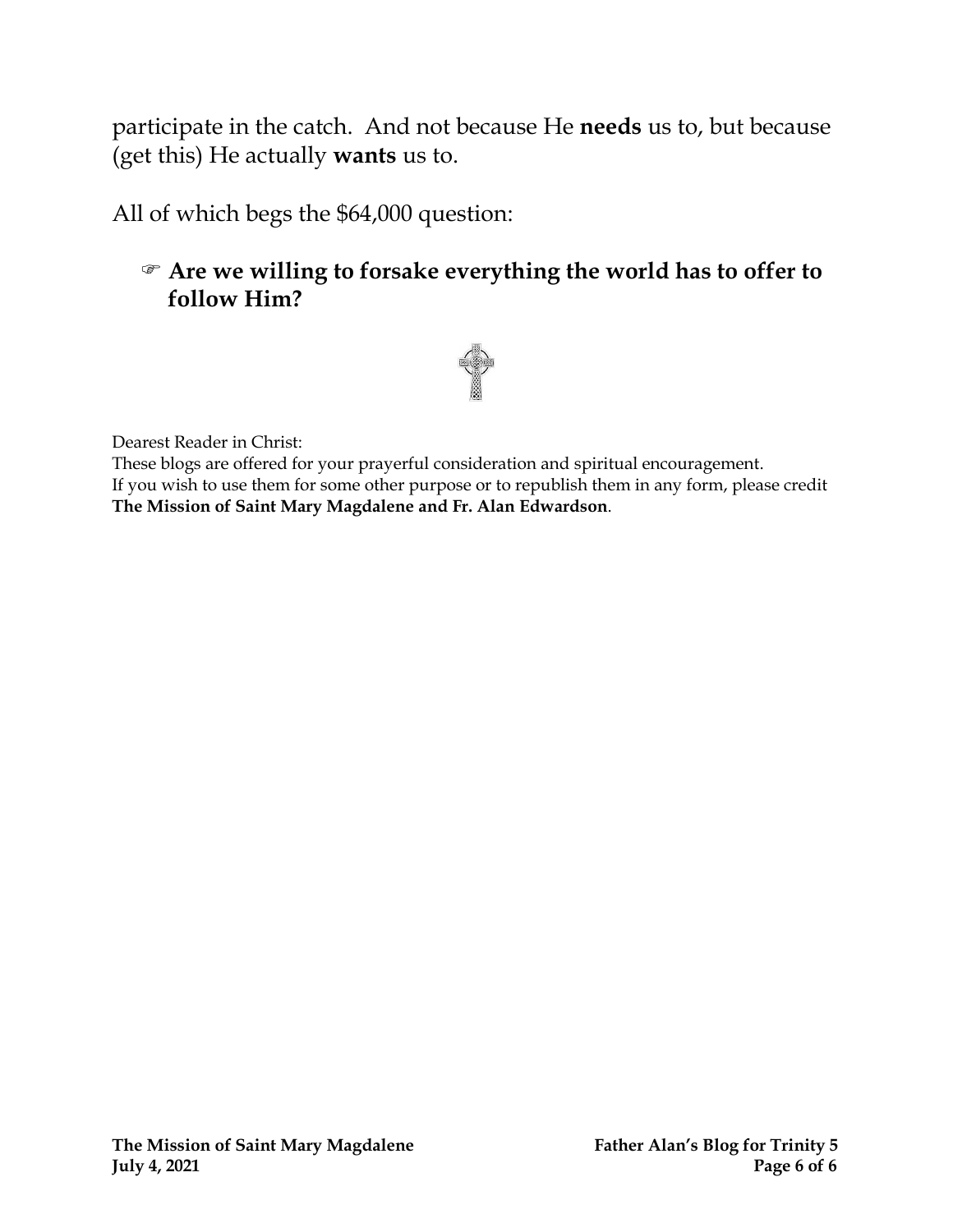participate in the catch. And not because He **needs** us to, but because (get this) He actually **wants** us to.

All of which begs the $64,000 question:

☞ **Are we willing to forsake everything the world has to offer to follow Him?**

Dearest Reader in Christ:
These blogs are offered for your prayerful consideration and spiritual encouragement.
If you wish to use them for some other purpose or to republish them in any form, please credit **The Mission of Saint Mary Magdalene and Fr. Alan Edwardson**.